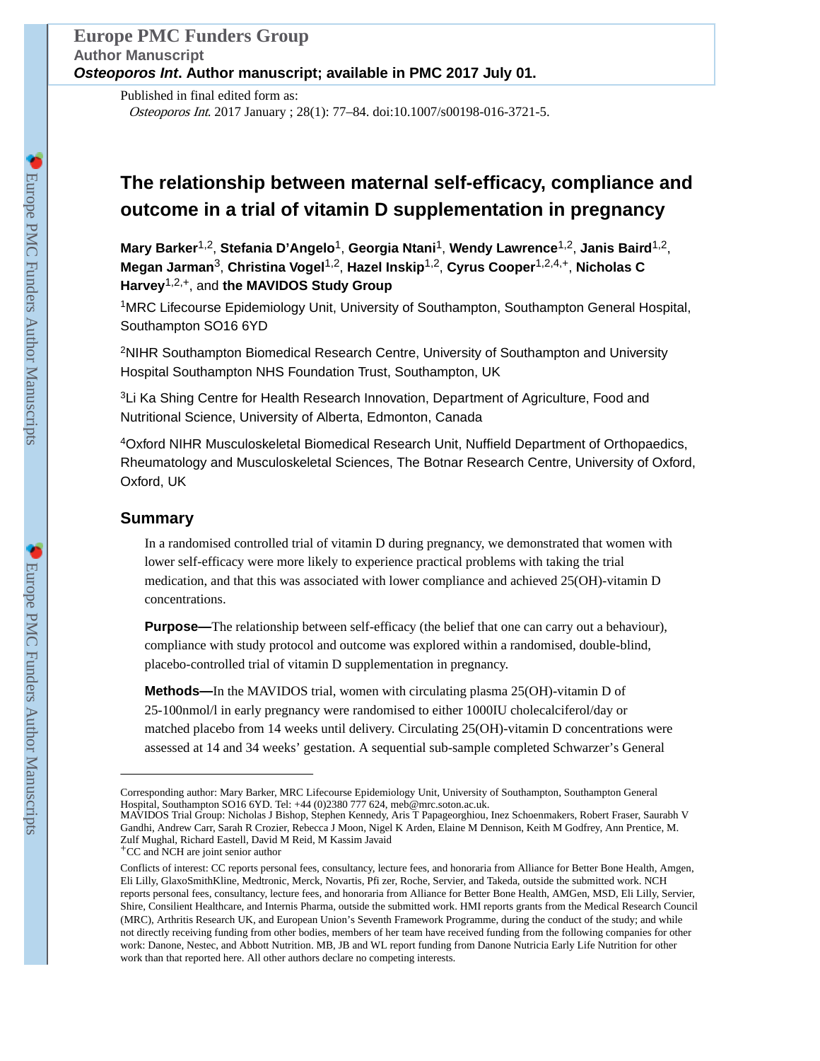Published in final edited form as:

*Osteoporos Int*. 2017 January ; 28(1): 77–84. doi:10.1007/s00198-016-3721-5.

# The relationship between maternal self-efficacy, compliance and outcome in a trial of vitamin D supplementation in pregnancy

**Mary Barker**[1,2], **Stefania D'Angelo**[1], **Georgia Ntani**[1], **Wendy Lawrence**[1,2], **Janis Baird**[1,2], **Megan Jarman**[3], **Christina Vogel**[1,2], **Hazel Inskip**[1,2], **Cyrus Cooper**[1,2,4,+], **Nicholas C Harvey**[1,2,+], and **the MAVIDOS Study Group**

[1]MRC Lifecourse Epidemiology Unit, University of Southampton, Southampton General Hospital, Southampton SO16 6YD

[2]NIHR Southampton Biomedical Research Centre, University of Southampton and University Hospital Southampton NHS Foundation Trust, Southampton, UK

[3]Li Ka Shing Centre for Health Research Innovation, Department of Agriculture, Food and Nutritional Science, University of Alberta, Edmonton, Canada

[4]Oxford NIHR Musculoskeletal Biomedical Research Unit, Nuffield Department of Orthopaedics, Rheumatology and Musculoskeletal Sciences, The Botnar Research Centre, University of Oxford, Oxford, UK

## Summary

In a randomised controlled trial of vitamin D during pregnancy, we demonstrated that women with lower self-efficacy were more likely to experience practical problems with taking the trial medication, and that this was associated with lower compliance and achieved 25(OH)-vitamin D concentrations.

**Purpose—**The relationship between self-efficacy (the belief that one can carry out a behaviour), compliance with study protocol and outcome was explored within a randomised, double-blind, placebo-controlled trial of vitamin D supplementation in pregnancy.

**Methods—**In the MAVIDOS trial, women with circulating plasma 25(OH)-vitamin D of 25-100nmol/l in early pregnancy were randomised to either 1000IU cholecalciferol/day or matched placebo from 14 weeks until delivery. Circulating 25(OH)-vitamin D concentrations were assessed at 14 and 34 weeks' gestation. A sequential sub-sample completed Schwarzer's General

---

Corresponding author: Mary Barker, MRC Lifecourse Epidemiology Unit, University of Southampton, Southampton General Hospital, Southampton SO16 6YD. Tel: +44 (0)2380 777 624, meb@mrc.soton.ac.uk.

MAVIDOS Trial Group: Nicholas J Bishop, Stephen Kennedy, Aris T Papageorghiou, Inez Schoenmakers, Robert Fraser, Saurabh V Gandhi, Andrew Carr, Sarah R Crozier, Rebecca J Moon, Nigel K Arden, Elaine M Dennison, Keith M Godfrey, Ann Prentice, M. Zulf Mughal, Richard Eastell, David M Reid, M Kassim Javaid

[+]CC and NCH are joint senior author

Conflicts of interest: CC reports personal fees, consultancy, lecture fees, and honoraria from Alliance for Better Bone Health, Amgen, Eli Lilly, GlaxoSmithKline, Medtronic, Merck, Novartis, Pfi zer, Roche, Servier, and Takeda, outside the submitted work. NCH reports personal fees, consultancy, lecture fees, and honoraria from Alliance for Better Bone Health, AMGen, MSD, Eli Lilly, Servier, Shire, Consilient Healthcare, and Internis Pharma, outside the submitted work. HMI reports grants from the Medical Research Council (MRC), Arthritis Research UK, and European Union's Seventh Framework Programme, during the conduct of the study; and while not directly receiving funding from other bodies, members of her team have received funding from the following companies for other work: Danone, Nestec, and Abbott Nutrition. MB, JB and WL report funding from Danone Nutricia Early Life Nutrition for other work than that reported here. All other authors declare no competing interests.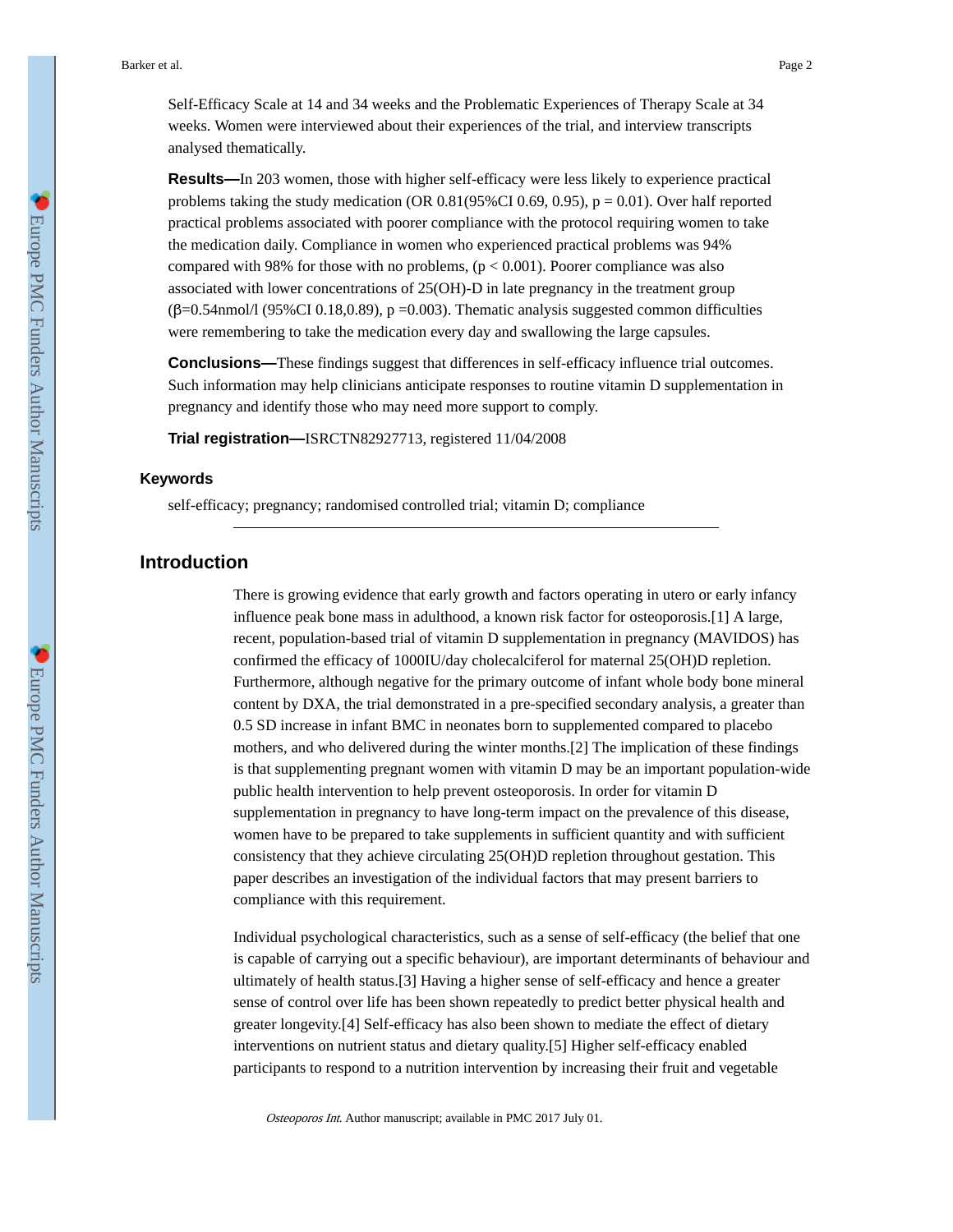Self-Efficacy Scale at 14 and 34 weeks and the Problematic Experiences of Therapy Scale at 34 weeks. Women were interviewed about their experiences of the trial, and interview transcripts analysed thematically.

**Results—**In 203 women, those with higher self-efficacy were less likely to experience practical problems taking the study medication (OR 0.81(95%CI 0.69, 0.95), $p = 0.01$). Over half reported practical problems associated with poorer compliance with the protocol requiring women to take the medication daily. Compliance in women who experienced practical problems was 94% compared with 98% for those with no problems, ($p < 0.001$). Poorer compliance was also associated with lower concentrations of 25(OH)-D in late pregnancy in the treatment group ($\beta$=0.54nmol/l (95%CI 0.18,0.89), $p$ =0.003). Thematic analysis suggested common difficulties were remembering to take the medication every day and swallowing the large capsules.

**Conclusions—**These findings suggest that differences in self-efficacy influence trial outcomes. Such information may help clinicians anticipate responses to routine vitamin D supplementation in pregnancy and identify those who may need more support to comply.

**Trial registration—**ISRCTN82927713, registered 11/04/2008

### Keywords

self-efficacy; pregnancy; randomised controlled trial; vitamin D; compliance

## Introduction

There is growing evidence that early growth and factors operating in utero or early infancy influence peak bone mass in adulthood, a known risk factor for osteoporosis.[1] A large, recent, population-based trial of vitamin D supplementation in pregnancy (MAVIDOS) has confirmed the efficacy of 1000IU/day cholecalciferol for maternal 25(OH)D repletion. Furthermore, although negative for the primary outcome of infant whole body bone mineral content by DXA, the trial demonstrated in a pre-specified secondary analysis, a greater than 0.5 SD increase in infant BMC in neonates born to supplemented compared to placebo mothers, and who delivered during the winter months.[2] The implication of these findings is that supplementing pregnant women with vitamin D may be an important population-wide public health intervention to help prevent osteoporosis. In order for vitamin D supplementation in pregnancy to have long-term impact on the prevalence of this disease, women have to be prepared to take supplements in sufficient quantity and with sufficient consistency that they achieve circulating 25(OH)D repletion throughout gestation. This paper describes an investigation of the individual factors that may present barriers to compliance with this requirement.

Individual psychological characteristics, such as a sense of self-efficacy (the belief that one is capable of carrying out a specific behaviour), are important determinants of behaviour and ultimately of health status.[3] Having a higher sense of self-efficacy and hence a greater sense of control over life has been shown repeatedly to predict better physical health and greater longevity.[4] Self-efficacy has also been shown to mediate the effect of dietary interventions on nutrient status and dietary quality.[5] Higher self-efficacy enabled participants to respond to a nutrition intervention by increasing their fruit and vegetable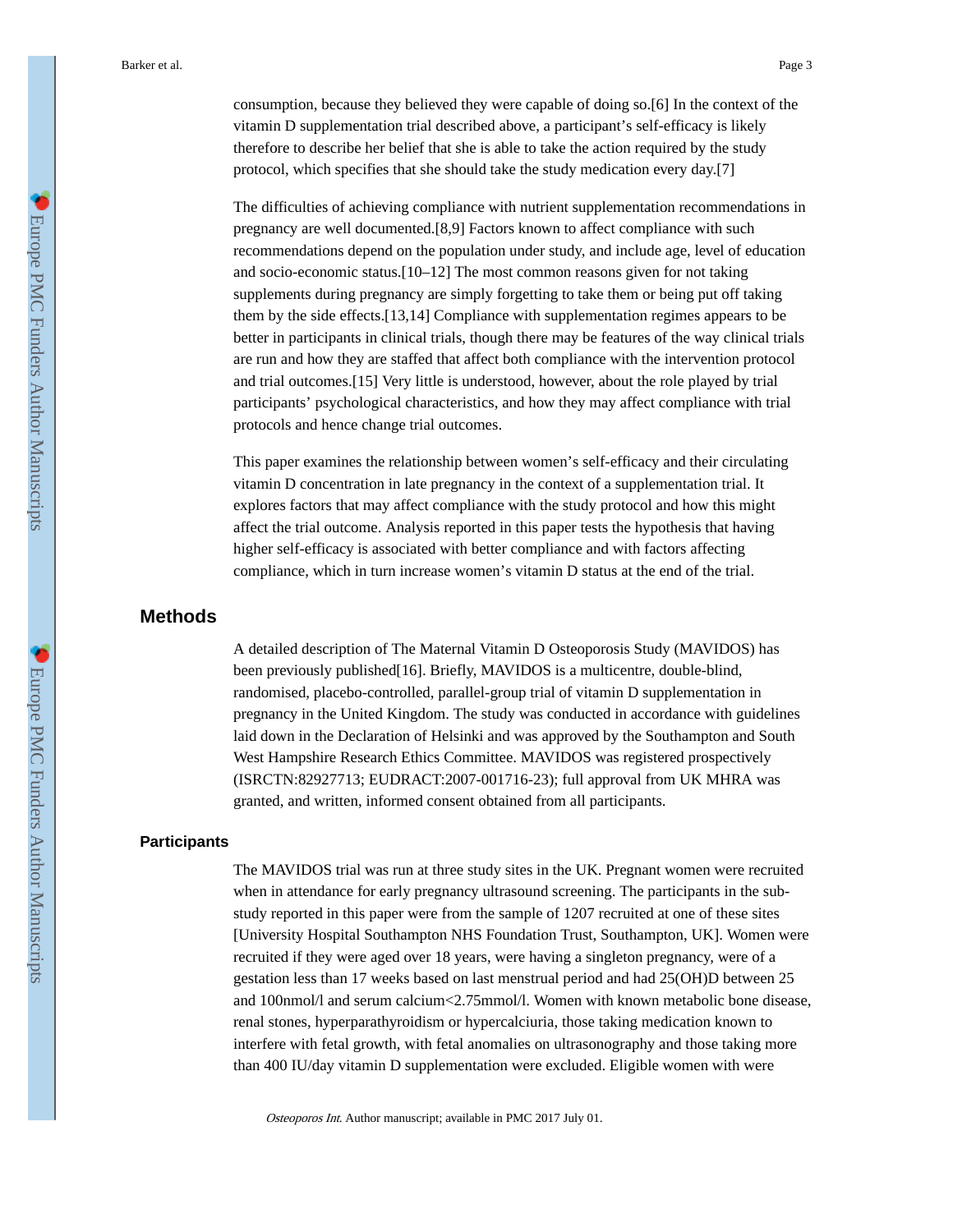consumption, because they believed they were capable of doing so.[6] In the context of the vitamin D supplementation trial described above, a participant's self-efficacy is likely therefore to describe her belief that she is able to take the action required by the study protocol, which specifies that she should take the study medication every day.[7]

The difficulties of achieving compliance with nutrient supplementation recommendations in pregnancy are well documented.[8,9] Factors known to affect compliance with such recommendations depend on the population under study, and include age, level of education and socio-economic status.[10–12] The most common reasons given for not taking supplements during pregnancy are simply forgetting to take them or being put off taking them by the side effects.[13,14] Compliance with supplementation regimes appears to be better in participants in clinical trials, though there may be features of the way clinical trials are run and how they are staffed that affect both compliance with the intervention protocol and trial outcomes.[15] Very little is understood, however, about the role played by trial participants' psychological characteristics, and how they may affect compliance with trial protocols and hence change trial outcomes.

This paper examines the relationship between women's self-efficacy and their circulating vitamin D concentration in late pregnancy in the context of a supplementation trial. It explores factors that may affect compliance with the study protocol and how this might affect the trial outcome. Analysis reported in this paper tests the hypothesis that having higher self-efficacy is associated with better compliance and with factors affecting compliance, which in turn increase women's vitamin D status at the end of the trial.

## Methods

A detailed description of The Maternal Vitamin D Osteoporosis Study (MAVIDOS) has been previously published[16]. Briefly, MAVIDOS is a multicentre, double-blind, randomised, placebo-controlled, parallel-group trial of vitamin D supplementation in pregnancy in the United Kingdom. The study was conducted in accordance with guidelines laid down in the Declaration of Helsinki and was approved by the Southampton and South West Hampshire Research Ethics Committee. MAVIDOS was registered prospectively (ISRCTN:82927713; EUDRACT:2007-001716-23); full approval from UK MHRA was granted, and written, informed consent obtained from all participants.

### Participants

The MAVIDOS trial was run at three study sites in the UK. Pregnant women were recruited when in attendance for early pregnancy ultrasound screening. The participants in the sub-study reported in this paper were from the sample of 1207 recruited at one of these sites [University Hospital Southampton NHS Foundation Trust, Southampton, UK]. Women were recruited if they were aged over 18 years, were having a singleton pregnancy, were of a gestation less than 17 weeks based on last menstrual period and had 25(OH)D between 25 and 100nmol/l and serum calcium<2.75mmol/l. Women with known metabolic bone disease, renal stones, hyperparathyroidism or hypercalciuria, those taking medication known to interfere with fetal growth, with fetal anomalies on ultrasonography and those taking more than 400 IU/day vitamin D supplementation were excluded. Eligible women with were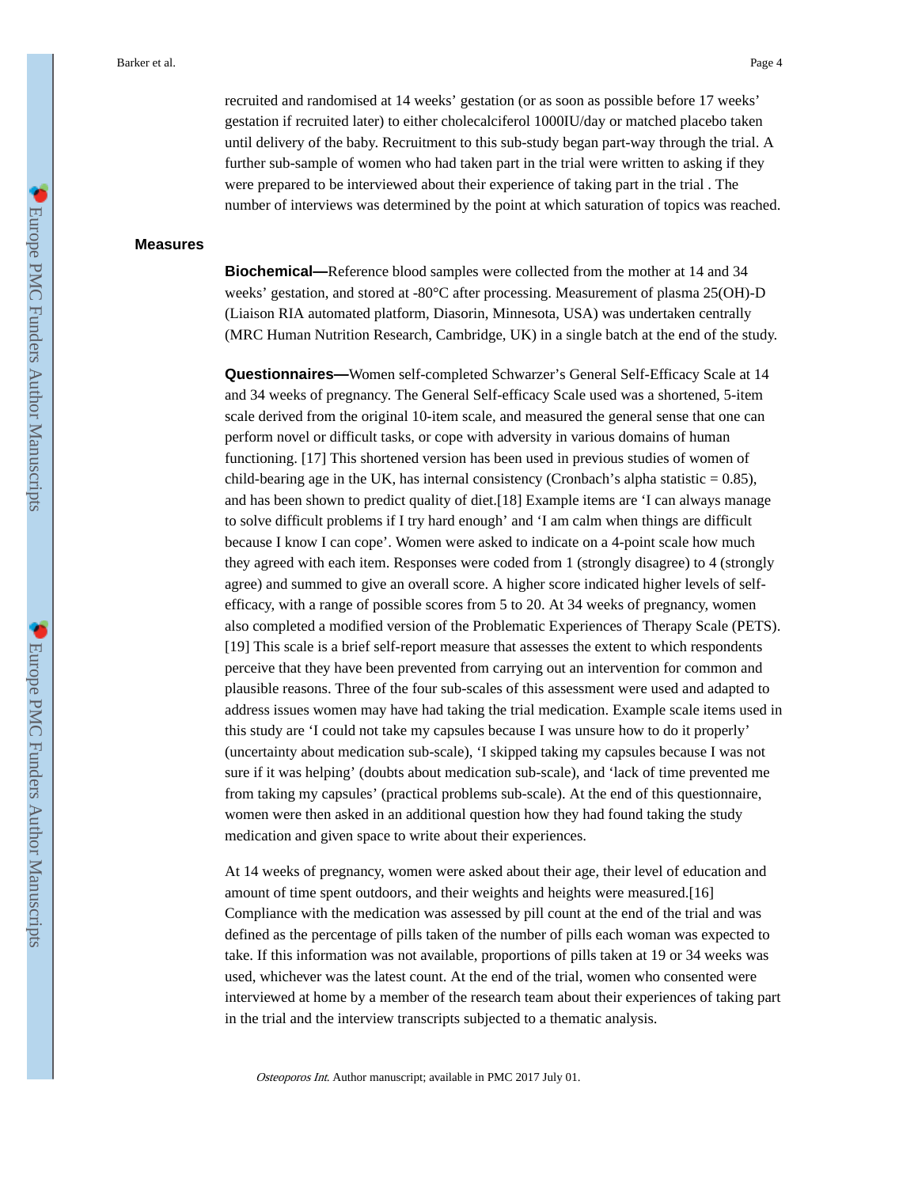recruited and randomised at 14 weeks' gestation (or as soon as possible before 17 weeks' gestation if recruited later) to either cholecalciferol 1000IU/day or matched placebo taken until delivery of the baby. Recruitment to this sub-study began part-way through the trial. A further sub-sample of women who had taken part in the trial were written to asking if they were prepared to be interviewed about their experience of taking part in the trial . The number of interviews was determined by the point at which saturation of topics was reached.

## Measures

**Biochemical—**Reference blood samples were collected from the mother at 14 and 34 weeks' gestation, and stored at -80°C after processing. Measurement of plasma 25(OH)-D (Liaison RIA automated platform, Diasorin, Minnesota, USA) was undertaken centrally (MRC Human Nutrition Research, Cambridge, UK) in a single batch at the end of the study.

**Questionnaires—**Women self-completed Schwarzer's General Self-Efficacy Scale at 14 and 34 weeks of pregnancy. The General Self-efficacy Scale used was a shortened, 5-item scale derived from the original 10-item scale, and measured the general sense that one can perform novel or difficult tasks, or cope with adversity in various domains of human functioning. [17] This shortened version has been used in previous studies of women of child-bearing age in the UK, has internal consistency (Cronbach's alpha statistic = 0.85), and has been shown to predict quality of diet.[18] Example items are 'I can always manage to solve difficult problems if I try hard enough' and 'I am calm when things are difficult because I know I can cope'. Women were asked to indicate on a 4-point scale how much they agreed with each item. Responses were coded from 1 (strongly disagree) to 4 (strongly agree) and summed to give an overall score. A higher score indicated higher levels of self-efficacy, with a range of possible scores from 5 to 20. At 34 weeks of pregnancy, women also completed a modified version of the Problematic Experiences of Therapy Scale (PETS).[19] This scale is a brief self-report measure that assesses the extent to which respondents perceive that they have been prevented from carrying out an intervention for common and plausible reasons. Three of the four sub-scales of this assessment were used and adapted to address issues women may have had taking the trial medication. Example scale items used in this study are 'I could not take my capsules because I was unsure how to do it properly' (uncertainty about medication sub-scale), 'I skipped taking my capsules because I was not sure if it was helping' (doubts about medication sub-scale), and 'lack of time prevented me from taking my capsules' (practical problems sub-scale). At the end of this questionnaire, women were then asked in an additional question how they had found taking the study medication and given space to write about their experiences.

At 14 weeks of pregnancy, women were asked about their age, their level of education and amount of time spent outdoors, and their weights and heights were measured.[16] Compliance with the medication was assessed by pill count at the end of the trial and was defined as the percentage of pills taken of the number of pills each woman was expected to take. If this information was not available, proportions of pills taken at 19 or 34 weeks was used, whichever was the latest count. At the end of the trial, women who consented were interviewed at home by a member of the research team about their experiences of taking part in the trial and the interview transcripts subjected to a thematic analysis.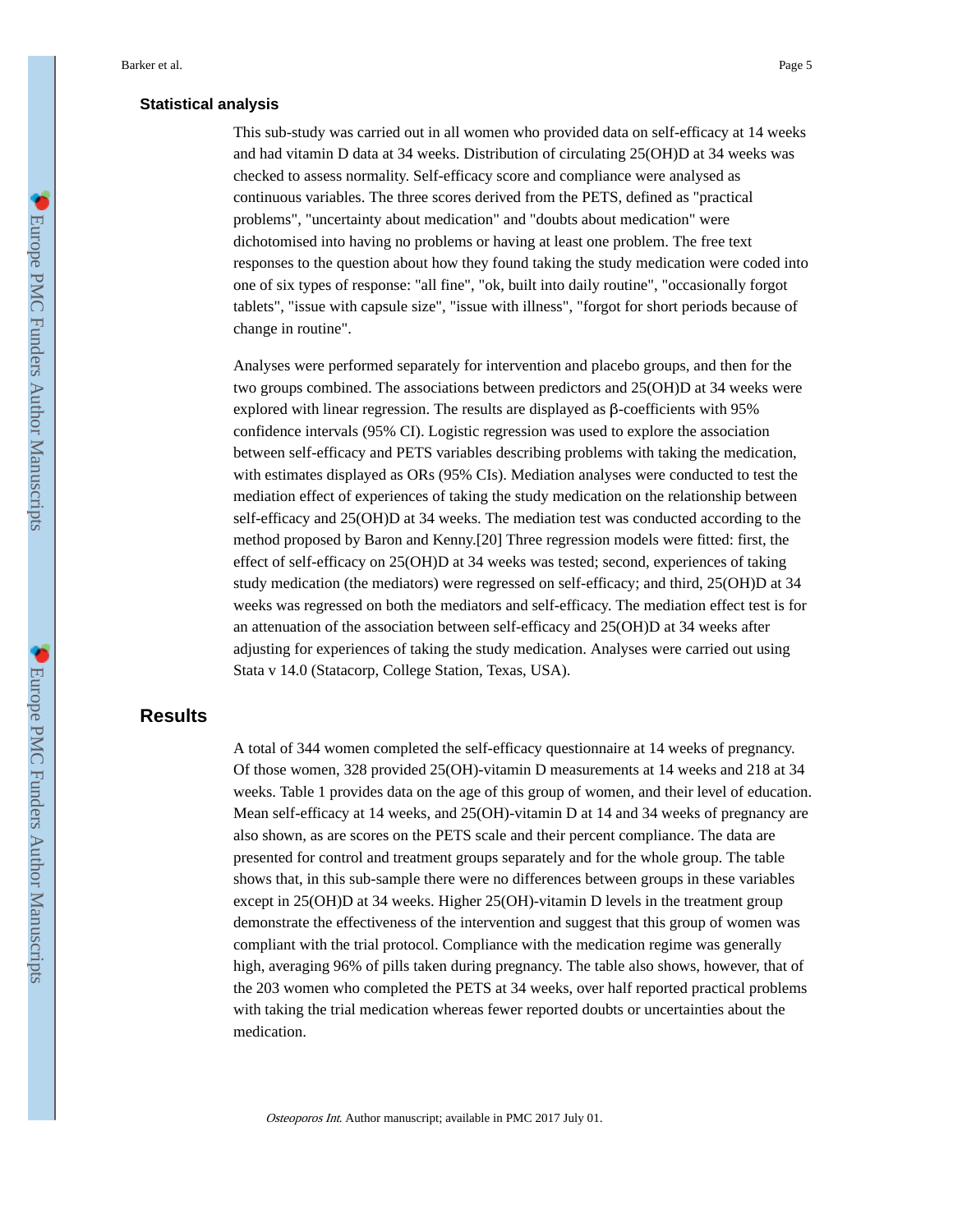### Statistical analysis

This sub-study was carried out in all women who provided data on self-efficacy at 14 weeks and had vitamin D data at 34 weeks. Distribution of circulating 25(OH)D at 34 weeks was checked to assess normality. Self-efficacy score and compliance were analysed as continuous variables. The three scores derived from the PETS, defined as "practical problems", "uncertainty about medication" and "doubts about medication" were dichotomised into having no problems or having at least one problem. The free text responses to the question about how they found taking the study medication were coded into one of six types of response: "all fine", "ok, built into daily routine", "occasionally forgot tablets", "issue with capsule size", "issue with illness", "forgot for short periods because of change in routine".

Analyses were performed separately for intervention and placebo groups, and then for the two groups combined. The associations between predictors and 25(OH)D at 34 weeks were explored with linear regression. The results are displayed as β-coefficients with 95% confidence intervals (95% CI). Logistic regression was used to explore the association between self-efficacy and PETS variables describing problems with taking the medication, with estimates displayed as ORs (95% CIs). Mediation analyses were conducted to test the mediation effect of experiences of taking the study medication on the relationship between self-efficacy and 25(OH)D at 34 weeks. The mediation test was conducted according to the method proposed by Baron and Kenny.[20] Three regression models were fitted: first, the effect of self-efficacy on 25(OH)D at 34 weeks was tested; second, experiences of taking study medication (the mediators) were regressed on self-efficacy; and third, 25(OH)D at 34 weeks was regressed on both the mediators and self-efficacy. The mediation effect test is for an attenuation of the association between self-efficacy and 25(OH)D at 34 weeks after adjusting for experiences of taking the study medication. Analyses were carried out using Stata v 14.0 (Statacorp, College Station, Texas, USA).

## Results

A total of 344 women completed the self-efficacy questionnaire at 14 weeks of pregnancy. Of those women, 328 provided 25(OH)-vitamin D measurements at 14 weeks and 218 at 34 weeks. Table 1 provides data on the age of this group of women, and their level of education. Mean self-efficacy at 14 weeks, and 25(OH)-vitamin D at 14 and 34 weeks of pregnancy are also shown, as are scores on the PETS scale and their percent compliance. The data are presented for control and treatment groups separately and for the whole group. The table shows that, in this sub-sample there were no differences between groups in these variables except in 25(OH)D at 34 weeks. Higher 25(OH)-vitamin D levels in the treatment group demonstrate the effectiveness of the intervention and suggest that this group of women was compliant with the trial protocol. Compliance with the medication regime was generally high, averaging 96% of pills taken during pregnancy. The table also shows, however, that of the 203 women who completed the PETS at 34 weeks, over half reported practical problems with taking the trial medication whereas fewer reported doubts or uncertainties about the medication.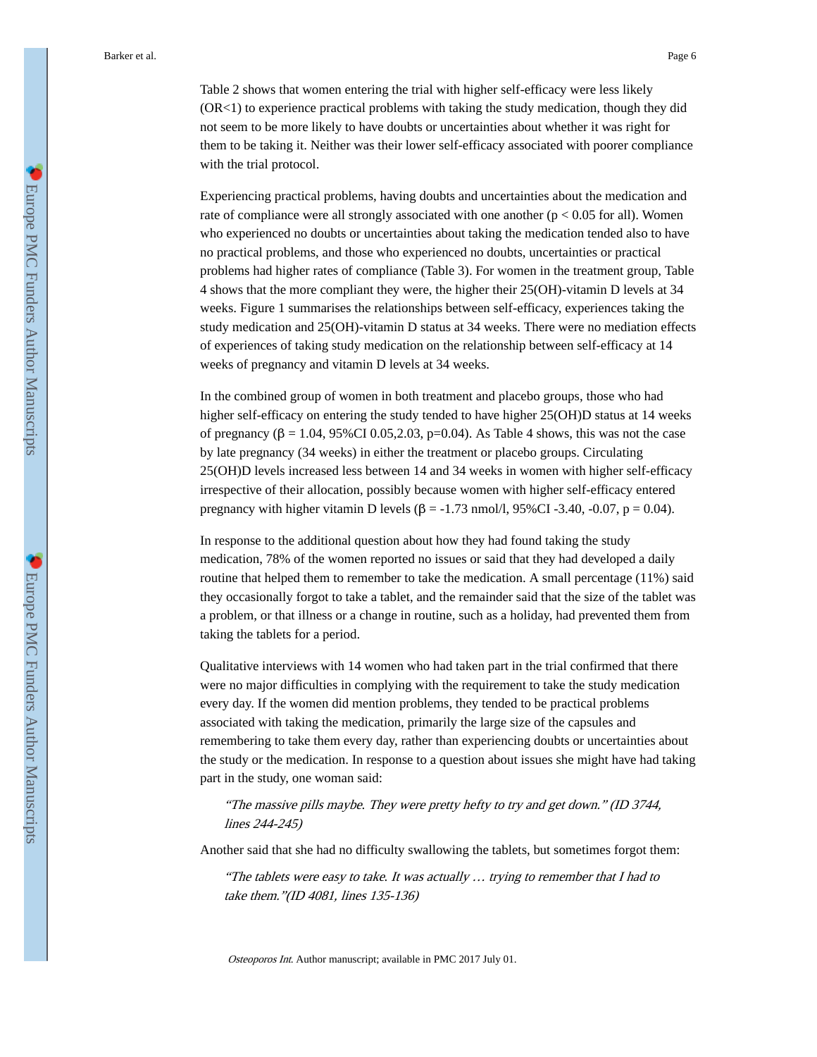Table 2 shows that women entering the trial with higher self-efficacy were less likely ($OR<1$) to experience practical problems with taking the study medication, though they did not seem to be more likely to have doubts or uncertainties about whether it was right for them to be taking it. Neither was their lower self-efficacy associated with poorer compliance with the trial protocol.

Experiencing practical problems, having doubts and uncertainties about the medication and rate of compliance were all strongly associated with one another ($p < 0.05$ for all). Women who experienced no doubts or uncertainties about taking the medication tended also to have no practical problems, and those who experienced no doubts, uncertainties or practical problems had higher rates of compliance (Table 3). For women in the treatment group, Table 4 shows that the more compliant they were, the higher their 25(OH)-vitamin D levels at 34 weeks. Figure 1 summarises the relationships between self-efficacy, experiences taking the study medication and 25(OH)-vitamin D status at 34 weeks. There were no mediation effects of experiences of taking study medication on the relationship between self-efficacy at 14 weeks of pregnancy and vitamin D levels at 34 weeks.

In the combined group of women in both treatment and placebo groups, those who had higher self-efficacy on entering the study tended to have higher 25(OH)D status at 14 weeks of pregnancy ($\beta = 1.04$, 95%CI 0.05,2.03, $p=0.04$). As Table 4 shows, this was not the case by late pregnancy (34 weeks) in either the treatment or placebo groups. Circulating 25(OH)D levels increased less between 14 and 34 weeks in women with higher self-efficacy irrespective of their allocation, possibly because women with higher self-efficacy entered pregnancy with higher vitamin D levels ($\beta = -1.73$ nmol/l, 95%CI -3.40, -0.07, $p = 0.04$).

In response to the additional question about how they had found taking the study medication, 78% of the women reported no issues or said that they had developed a daily routine that helped them to remember to take the medication. A small percentage (11%) said they occasionally forgot to take a tablet, and the remainder said that the size of the tablet was a problem, or that illness or a change in routine, such as a holiday, had prevented them from taking the tablets for a period.

Qualitative interviews with 14 women who had taken part in the trial confirmed that there were no major difficulties in complying with the requirement to take the study medication every day. If the women did mention problems, they tended to be practical problems associated with taking the medication, primarily the large size of the capsules and remembering to take them every day, rather than experiencing doubts or uncertainties about the study or the medication. In response to a question about issues she might have had taking part in the study, one woman said:

> *"The massive pills maybe. They were pretty hefty to try and get down." (ID 3744, lines 244-245)*

Another said that she had no difficulty swallowing the tablets, but sometimes forgot them:

> *"The tablets were easy to take. It was actually … trying to remember that I had to take them."(ID 4081, lines 135-136)*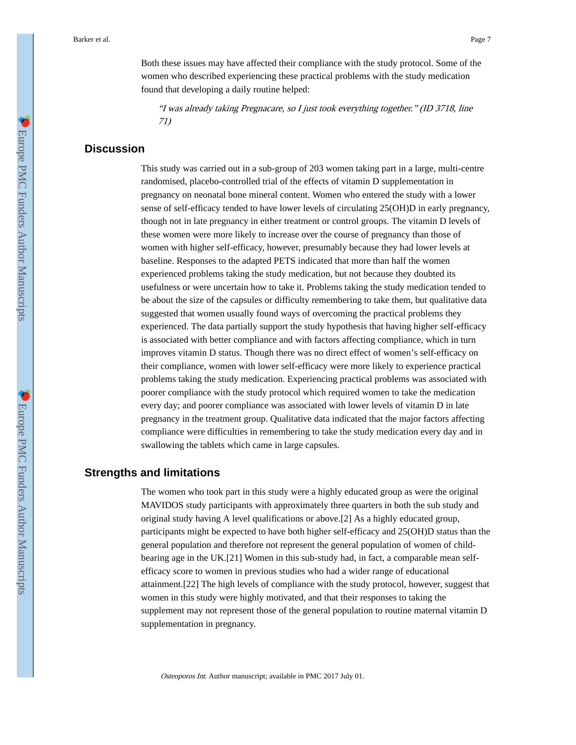Both these issues may have affected their compliance with the study protocol. Some of the women who described experiencing these practical problems with the study medication found that developing a daily routine helped:

> *"I was already taking Pregnacare, so I just took everything together." (ID 3718, line 71)*

## Discussion

This study was carried out in a sub-group of 203 women taking part in a large, multi-centre randomised, placebo-controlled trial of the effects of vitamin D supplementation in pregnancy on neonatal bone mineral content. Women who entered the study with a lower sense of self-efficacy tended to have lower levels of circulating 25(OH)D in early pregnancy, though not in late pregnancy in either treatment or control groups. The vitamin D levels of these women were more likely to increase over the course of pregnancy than those of women with higher self-efficacy, however, presumably because they had lower levels at baseline. Responses to the adapted PETS indicated that more than half the women experienced problems taking the study medication, but not because they doubted its usefulness or were uncertain how to take it. Problems taking the study medication tended to be about the size of the capsules or difficulty remembering to take them, but qualitative data suggested that women usually found ways of overcoming the practical problems they experienced. The data partially support the study hypothesis that having higher self-efficacy is associated with better compliance and with factors affecting compliance, which in turn improves vitamin D status. Though there was no direct effect of women's self-efficacy on their compliance, women with lower self-efficacy were more likely to experience practical problems taking the study medication. Experiencing practical problems was associated with poorer compliance with the study protocol which required women to take the medication every day; and poorer compliance was associated with lower levels of vitamin D in late pregnancy in the treatment group. Qualitative data indicated that the major factors affecting compliance were difficulties in remembering to take the study medication every day and in swallowing the tablets which came in large capsules.

## Strengths and limitations

The women who took part in this study were a highly educated group as were the original MAVIDOS study participants with approximately three quarters in both the sub study and original study having A level qualifications or above.[2] As a highly educated group, participants might be expected to have both higher self-efficacy and 25(OH)D status than the general population and therefore not represent the general population of women of child-bearing age in the UK.[21] Women in this sub-study had, in fact, a comparable mean self-efficacy score to women in previous studies who had a wider range of educational attainment.[22] The high levels of compliance with the study protocol, however, suggest that women in this study were highly motivated, and that their responses to taking the supplement may not represent those of the general population to routine maternal vitamin D supplementation in pregnancy.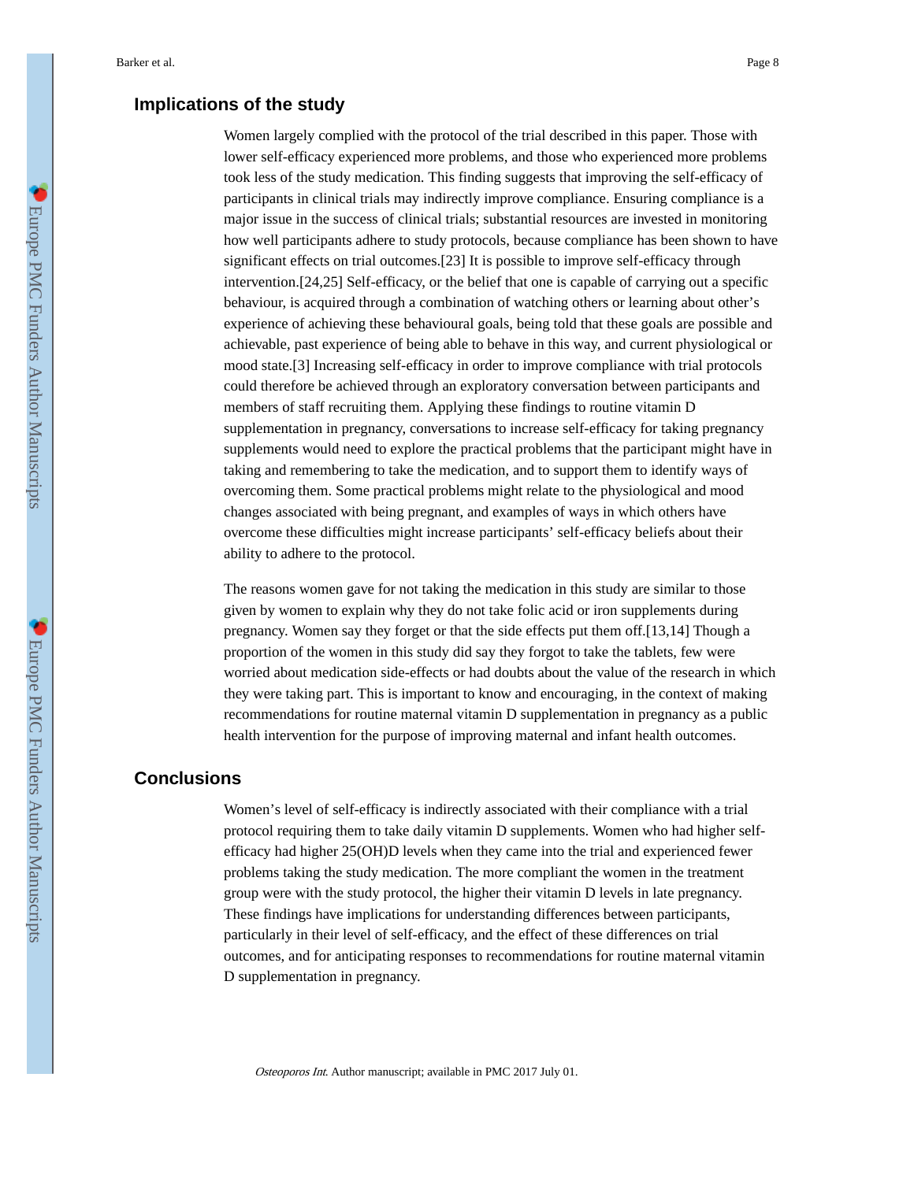## Implications of the study

Women largely complied with the protocol of the trial described in this paper. Those with lower self-efficacy experienced more problems, and those who experienced more problems took less of the study medication. This finding suggests that improving the self-efficacy of participants in clinical trials may indirectly improve compliance. Ensuring compliance is a major issue in the success of clinical trials; substantial resources are invested in monitoring how well participants adhere to study protocols, because compliance has been shown to have significant effects on trial outcomes.[23] It is possible to improve self-efficacy through intervention.[24,25] Self-efficacy, or the belief that one is capable of carrying out a specific behaviour, is acquired through a combination of watching others or learning about other's experience of achieving these behavioural goals, being told that these goals are possible and achievable, past experience of being able to behave in this way, and current physiological or mood state.[3] Increasing self-efficacy in order to improve compliance with trial protocols could therefore be achieved through an exploratory conversation between participants and members of staff recruiting them. Applying these findings to routine vitamin D supplementation in pregnancy, conversations to increase self-efficacy for taking pregnancy supplements would need to explore the practical problems that the participant might have in taking and remembering to take the medication, and to support them to identify ways of overcoming them. Some practical problems might relate to the physiological and mood changes associated with being pregnant, and examples of ways in which others have overcome these difficulties might increase participants' self-efficacy beliefs about their ability to adhere to the protocol.

The reasons women gave for not taking the medication in this study are similar to those given by women to explain why they do not take folic acid or iron supplements during pregnancy. Women say they forget or that the side effects put them off.[13,14] Though a proportion of the women in this study did say they forgot to take the tablets, few were worried about medication side-effects or had doubts about the value of the research in which they were taking part. This is important to know and encouraging, in the context of making recommendations for routine maternal vitamin D supplementation in pregnancy as a public health intervention for the purpose of improving maternal and infant health outcomes.

## Conclusions

Women's level of self-efficacy is indirectly associated with their compliance with a trial protocol requiring them to take daily vitamin D supplements. Women who had higher self-efficacy had higher 25(OH)D levels when they came into the trial and experienced fewer problems taking the study medication. The more compliant the women in the treatment group were with the study protocol, the higher their vitamin D levels in late pregnancy. These findings have implications for understanding differences between participants, particularly in their level of self-efficacy, and the effect of these differences on trial outcomes, and for anticipating responses to recommendations for routine maternal vitamin D supplementation in pregnancy.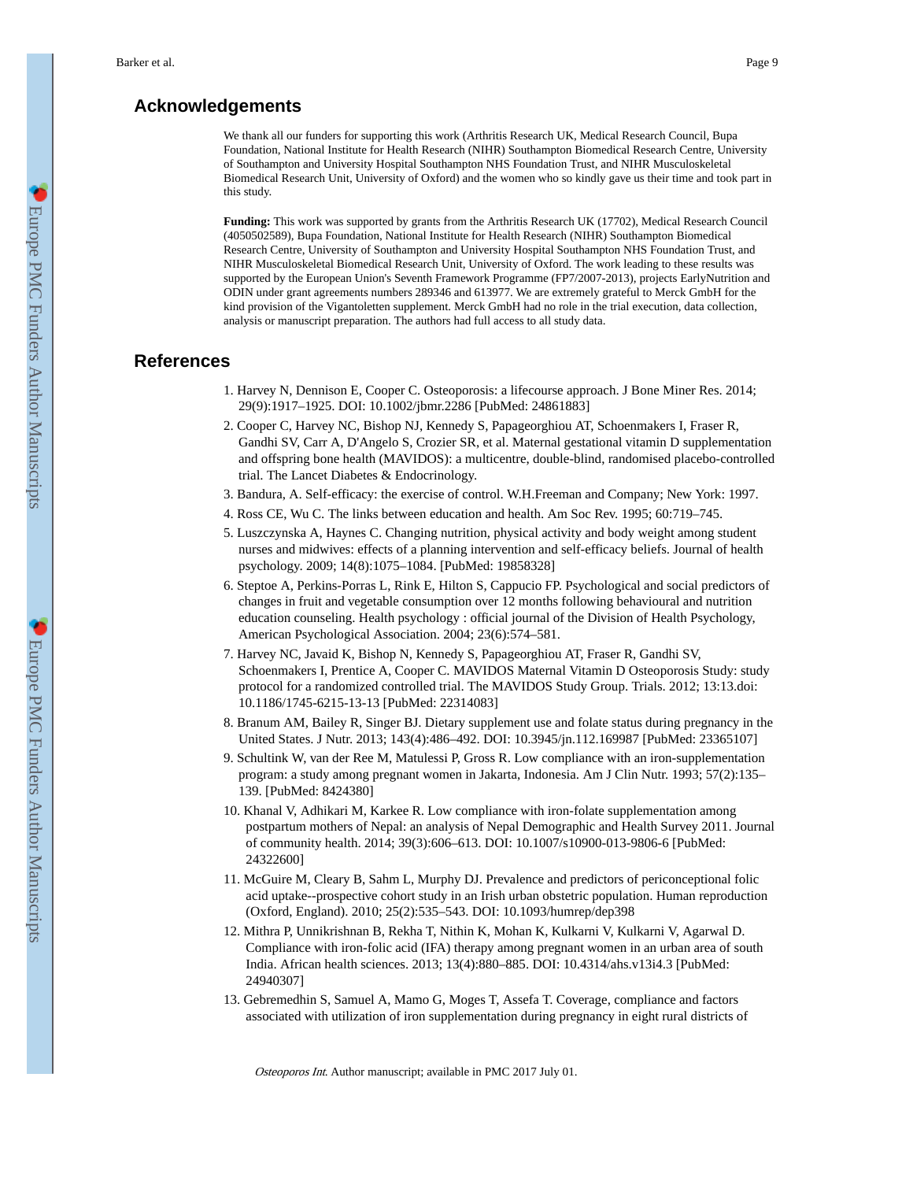## Acknowledgements

We thank all our funders for supporting this work (Arthritis Research UK, Medical Research Council, Bupa Foundation, National Institute for Health Research (NIHR) Southampton Biomedical Research Centre, University of Southampton and University Hospital Southampton NHS Foundation Trust, and NIHR Musculoskeletal Biomedical Research Unit, University of Oxford) and the women who so kindly gave us their time and took part in this study.

**Funding:** This work was supported by grants from the Arthritis Research UK (17702), Medical Research Council (4050502589), Bupa Foundation, National Institute for Health Research (NIHR) Southampton Biomedical Research Centre, University of Southampton and University Hospital Southampton NHS Foundation Trust, and NIHR Musculoskeletal Biomedical Research Unit, University of Oxford. The work leading to these results was supported by the European Union's Seventh Framework Programme (FP7/2007-2013), projects EarlyNutrition and ODIN under grant agreements numbers 289346 and 613977. We are extremely grateful to Merck GmbH for the kind provision of the Vigantoletten supplement. Merck GmbH had no role in the trial execution, data collection, analysis or manuscript preparation. The authors had full access to all study data.

## References

1. Harvey N, Dennison E, Cooper C. Osteoporosis: a lifecourse approach. J Bone Miner Res. 2014; 29(9):1917–1925. DOI: 10.1002/jbmr.2286 [PubMed: 24861883]
2. Cooper C, Harvey NC, Bishop NJ, Kennedy S, Papageorghiou AT, Schoenmakers I, Fraser R, Gandhi SV, Carr A, D'Angelo S, Crozier SR, et al. Maternal gestational vitamin D supplementation and offspring bone health (MAVIDOS): a multicentre, double-blind, randomised placebo-controlled trial. The Lancet Diabetes & Endocrinology.
3. Bandura, A. Self-efficacy: the exercise of control. W.H.Freeman and Company; New York: 1997.
4. Ross CE, Wu C. The links between education and health. Am Soc Rev. 1995; 60:719–745.
5. Luszczynska A, Haynes C. Changing nutrition, physical activity and body weight among student nurses and midwives: effects of a planning intervention and self-efficacy beliefs. Journal of health psychology. 2009; 14(8):1075–1084. [PubMed: 19858328]
6. Steptoe A, Perkins-Porras L, Rink E, Hilton S, Cappucio FP. Psychological and social predictors of changes in fruit and vegetable consumption over 12 months following behavioural and nutrition education counseling. Health psychology : official journal of the Division of Health Psychology, American Psychological Association. 2004; 23(6):574–581.
7. Harvey NC, Javaid K, Bishop N, Kennedy S, Papageorghiou AT, Fraser R, Gandhi SV, Schoenmakers I, Prentice A, Cooper C. MAVIDOS Maternal Vitamin D Osteoporosis Study: study protocol for a randomized controlled trial. The MAVIDOS Study Group. Trials. 2012; 13:13.doi: 10.1186/1745-6215-13-13 [PubMed: 22314083]
8. Branum AM, Bailey R, Singer BJ. Dietary supplement use and folate status during pregnancy in the United States. J Nutr. 2013; 143(4):486–492. DOI: 10.3945/jn.112.169987 [PubMed: 23365107]
9. Schultink W, van der Ree M, Matulessi P, Gross R. Low compliance with an iron-supplementation program: a study among pregnant women in Jakarta, Indonesia. Am J Clin Nutr. 1993; 57(2):135–139. [PubMed: 8424380]
10. Khanal V, Adhikari M, Karkee R. Low compliance with iron-folate supplementation among postpartum mothers of Nepal: an analysis of Nepal Demographic and Health Survey 2011. Journal of community health. 2014; 39(3):606–613. DOI: 10.1007/s10900-013-9806-6 [PubMed: 24322600]
11. McGuire M, Cleary B, Sahm L, Murphy DJ. Prevalence and predictors of periconceptional folic acid uptake--prospective cohort study in an Irish urban obstetric population. Human reproduction (Oxford, England). 2010; 25(2):535–543. DOI: 10.1093/humrep/dep398
12. Mithra P, Unnikrishnan B, Rekha T, Nithin K, Mohan K, Kulkarni V, Kulkarni V, Agarwal D. Compliance with iron-folic acid (IFA) therapy among pregnant women in an urban area of south India. African health sciences. 2013; 13(4):880–885. DOI: 10.4314/ahs.v13i4.3 [PubMed: 24940307]
13. Gebremedhin S, Samuel A, Mamo G, Moges T, Assefa T. Coverage, compliance and factors associated with utilization of iron supplementation during pregnancy in eight rural districts of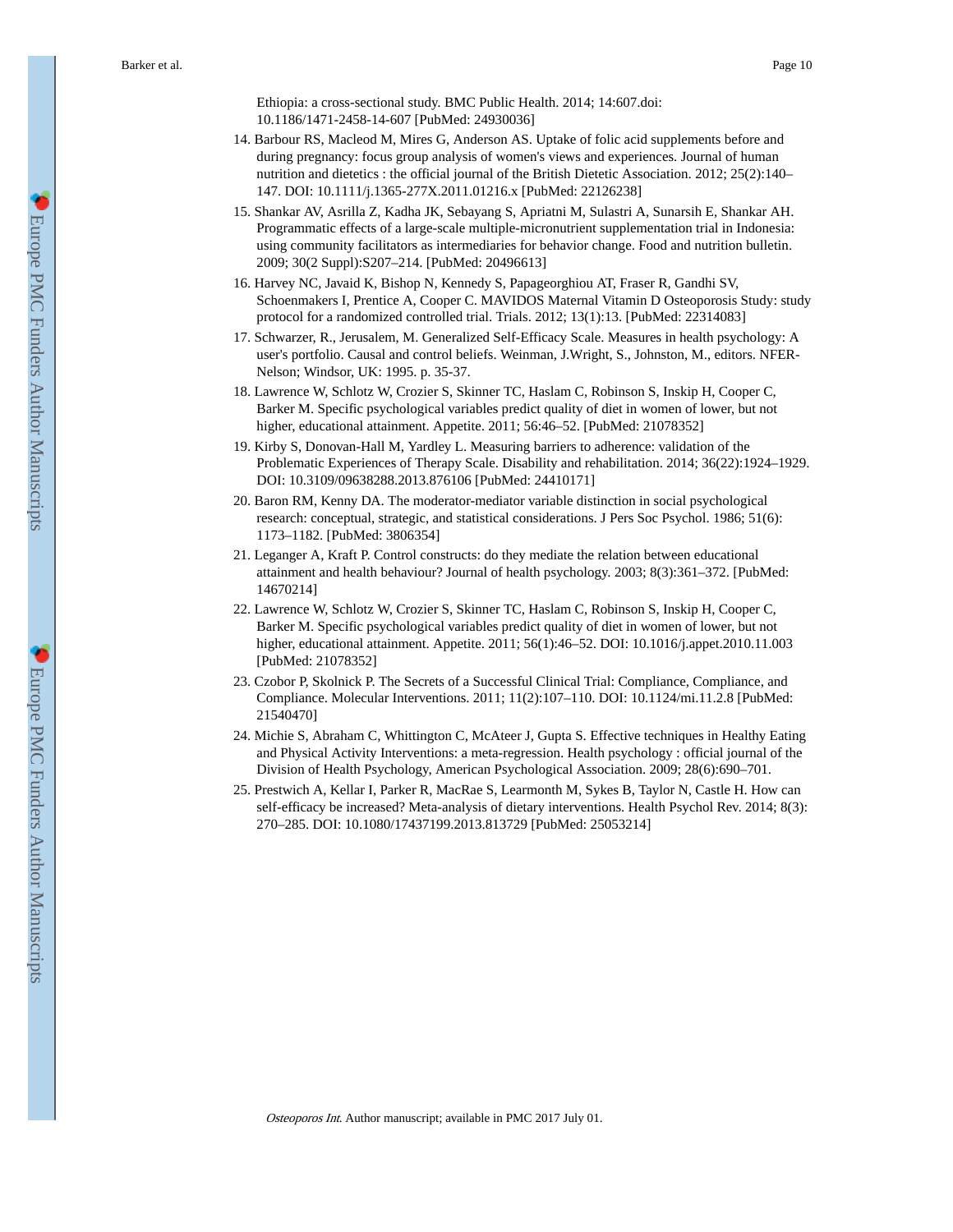Ethiopia: a cross-sectional study. BMC Public Health. 2014; 14:607.doi: 10.1186/1471-2458-14-607 [PubMed: 24930036]

14. Barbour RS, Macleod M, Mires G, Anderson AS. Uptake of folic acid supplements before and during pregnancy: focus group analysis of women's views and experiences. Journal of human nutrition and dietetics : the official journal of the British Dietetic Association. 2012; 25(2):140–147. DOI: 10.1111/j.1365-277X.2011.01216.x [PubMed: 22126238]
15. Shankar AV, Asrilla Z, Kadha JK, Sebayang S, Apriatni M, Sulastri A, Sunarsih E, Shankar AH. Programmatic effects of a large-scale multiple-micronutrient supplementation trial in Indonesia: using community facilitators as intermediaries for behavior change. Food and nutrition bulletin. 2009; 30(2 Suppl):S207–214. [PubMed: 20496613]
16. Harvey NC, Javaid K, Bishop N, Kennedy S, Papageorghiou AT, Fraser R, Gandhi SV, Schoenmakers I, Prentice A, Cooper C. MAVIDOS Maternal Vitamin D Osteoporosis Study: study protocol for a randomized controlled trial. Trials. 2012; 13(1):13. [PubMed: 22314083]
17. Schwarzer, R., Jerusalem, M. Generalized Self-Efficacy Scale. Measures in health psychology: A user's portfolio. Causal and control beliefs. Weinman, J.Wright, S., Johnston, M., editors. NFER-Nelson; Windsor, UK: 1995. p. 35-37.
18. Lawrence W, Schlotz W, Crozier S, Skinner TC, Haslam C, Robinson S, Inskip H, Cooper C, Barker M. Specific psychological variables predict quality of diet in women of lower, but not higher, educational attainment. Appetite. 2011; 56:46–52. [PubMed: 21078352]
19. Kirby S, Donovan-Hall M, Yardley L. Measuring barriers to adherence: validation of the Problematic Experiences of Therapy Scale. Disability and rehabilitation. 2014; 36(22):1924–1929. DOI: 10.3109/09638288.2013.876106 [PubMed: 24410171]
20. Baron RM, Kenny DA. The moderator-mediator variable distinction in social psychological research: conceptual, strategic, and statistical considerations. J Pers Soc Psychol. 1986; 51(6): 1173–1182. [PubMed: 3806354]
21. Leganger A, Kraft P. Control constructs: do they mediate the relation between educational attainment and health behaviour? Journal of health psychology. 2003; 8(3):361–372. [PubMed: 14670214]
22. Lawrence W, Schlotz W, Crozier S, Skinner TC, Haslam C, Robinson S, Inskip H, Cooper C, Barker M. Specific psychological variables predict quality of diet in women of lower, but not higher, educational attainment. Appetite. 2011; 56(1):46–52. DOI: 10.1016/j.appet.2010.11.003 [PubMed: 21078352]
23. Czobor P, Skolnick P. The Secrets of a Successful Clinical Trial: Compliance, Compliance, and Compliance. Molecular Interventions. 2011; 11(2):107–110. DOI: 10.1124/mi.11.2.8 [PubMed: 21540470]
24. Michie S, Abraham C, Whittington C, McAteer J, Gupta S. Effective techniques in Healthy Eating and Physical Activity Interventions: a meta-regression. Health psychology : official journal of the Division of Health Psychology, American Psychological Association. 2009; 28(6):690–701.
25. Prestwich A, Kellar I, Parker R, MacRae S, Learmonth M, Sykes B, Taylor N, Castle H. How can self-efficacy be increased? Meta-analysis of dietary interventions. Health Psychol Rev. 2014; 8(3): 270–285. DOI: 10.1080/17437199.2013.813729 [PubMed: 25053214]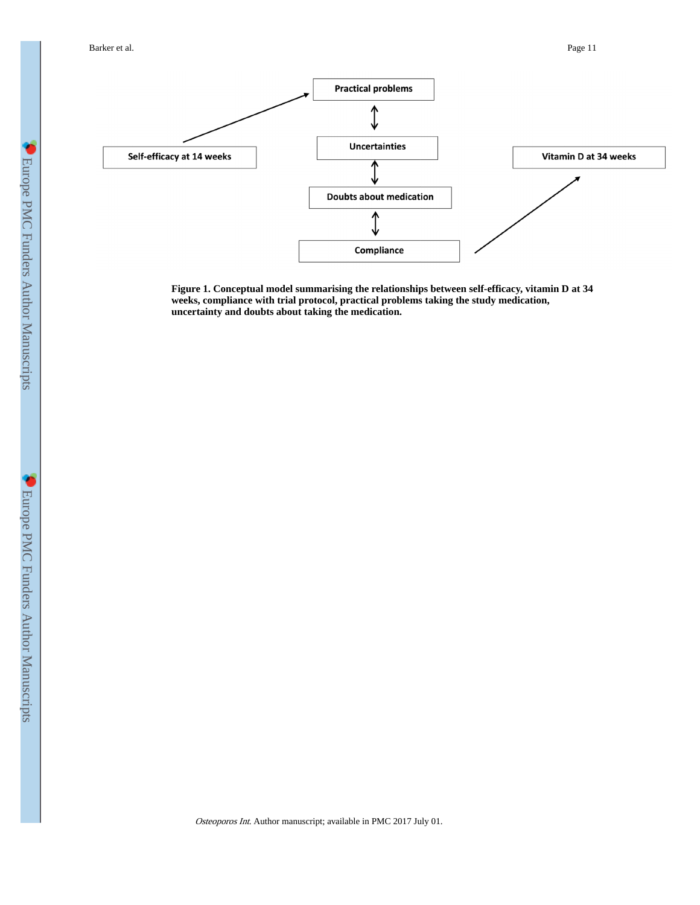**Figure 1. Conceptual model summarising the relationships between self-efficacy, vitamin D at 34 weeks, compliance with trial protocol, practical problems taking the study medication, uncertainty and doubts about taking the medication.**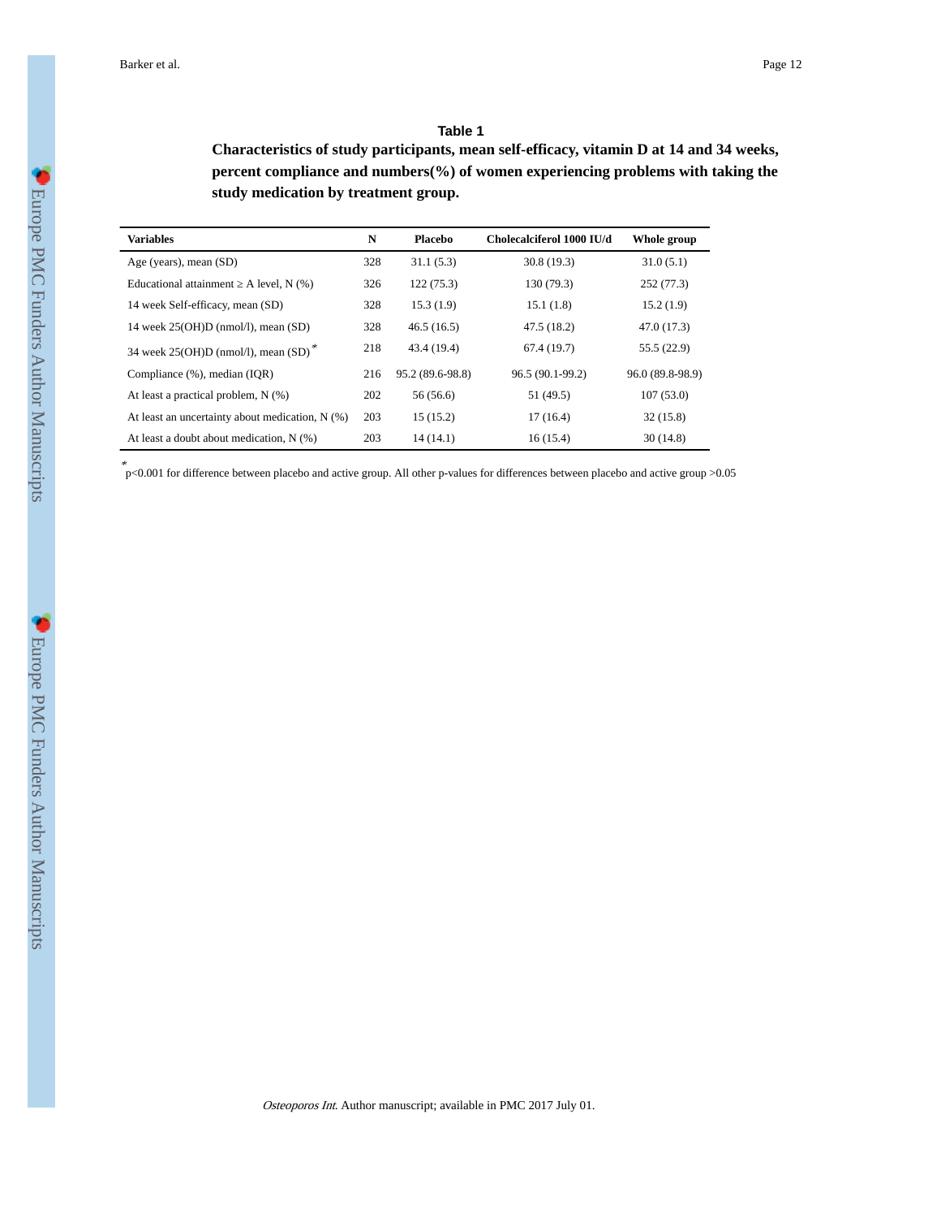## Table 1

**Characteristics of study participants, mean self-efficacy, vitamin D at 14 and 34 weeks, percent compliance and numbers(%) of women experiencing problems with taking the study medication by treatment group.**

| Variables | N | Placebo | Cholecalciferol 1000 IU/d | Whole group |
|---|---|---|---|---|
| Age (years), mean (SD) | 328 | 31.1 (5.3) | 30.8 (19.3) | 31.0 (5.1) |
| Educational attainment ≥ A level, N (%) | 326 | 122 (75.3) | 130 (79.3) | 252 (77.3) |
| 14 week Self-efficacy, mean (SD) | 328 | 15.3 (1.9) | 15.1 (1.8) | 15.2 (1.9) |
| 14 week 25(OH)D (nmol/l), mean (SD) | 328 | 46.5 (16.5) | 47.5 (18.2) | 47.0 (17.3) |
| 34 week 25(OH)D (nmol/l), mean (SD) * | 218 | 43.4 (19.4) | 67.4 (19.7) | 55.5 (22.9) |
| Compliance (%), median (IQR) | 216 | 95.2 (89.6-98.8) | 96.5 (90.1-99.2) | 96.0 (89.8-98.9) |
| At least a practical problem, N (%) | 202 | 56 (56.6) | 51 (49.5) | 107 (53.0) |
| At least an uncertainty about medication, N (%) | 203 | 15 (15.2) | 17 (16.4) | 32 (15.8) |
| At least a doubt about medication, N (%) | 203 | 14 (14.1) | 16 (15.4) | 30 (14.8) |

* $p<0.001$ for difference between placebo and active group. All other p-values for differences between placebo and active group $>0.05$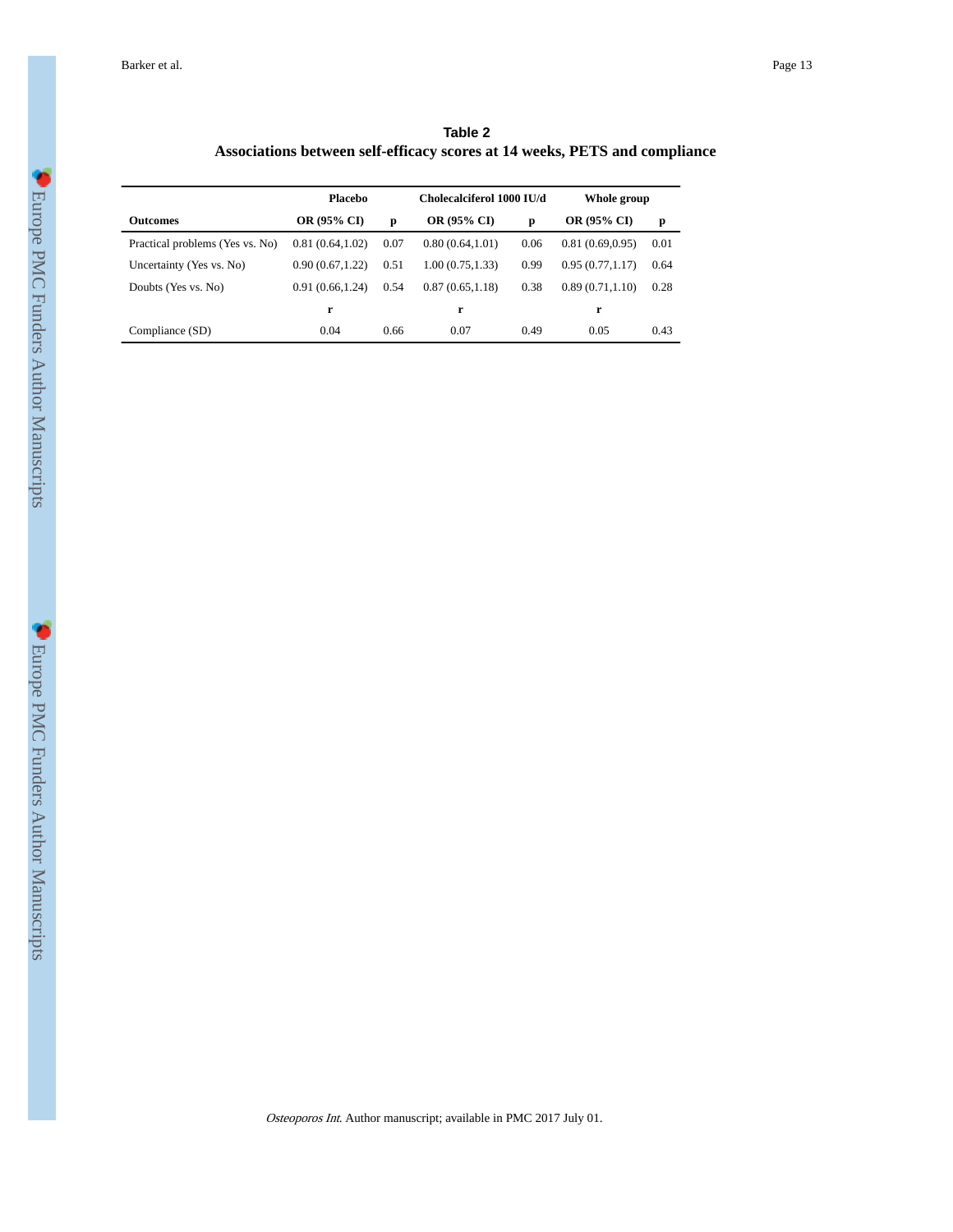**Table 2**

**Associations between self-efficacy scores at 14 weeks, PETS and compliance**

| | Placebo | | Cholecalciferol 1000 IU/d | | Whole group | |
|---|---|---|---|---|---|---|
| **Outcomes** | **OR (95% CI)** | **p** | **OR (95% CI)** | **p** | **OR (95% CI)** | **p** |
| Practical problems (Yes vs. No) | 0.81 (0.64,1.02) | 0.07 | 0.80 (0.64,1.01) | 0.06 | 0.81 (0.69,0.95) | 0.01 |
| Uncertainty (Yes vs. No) | 0.90 (0.67,1.22) | 0.51 | 1.00 (0.75,1.33) | 0.99 | 0.95 (0.77,1.17) | 0.64 |
| Doubts (Yes vs. No) | 0.91 (0.66,1.24) | 0.54 | 0.87 (0.65,1.18) | 0.38 | 0.89 (0.71,1.10) | 0.28 |
| | **r** | | **r** | | **r** | |
| Compliance (SD) | 0.04 | 0.66 | 0.07 | 0.49 | 0.05 | 0.43 |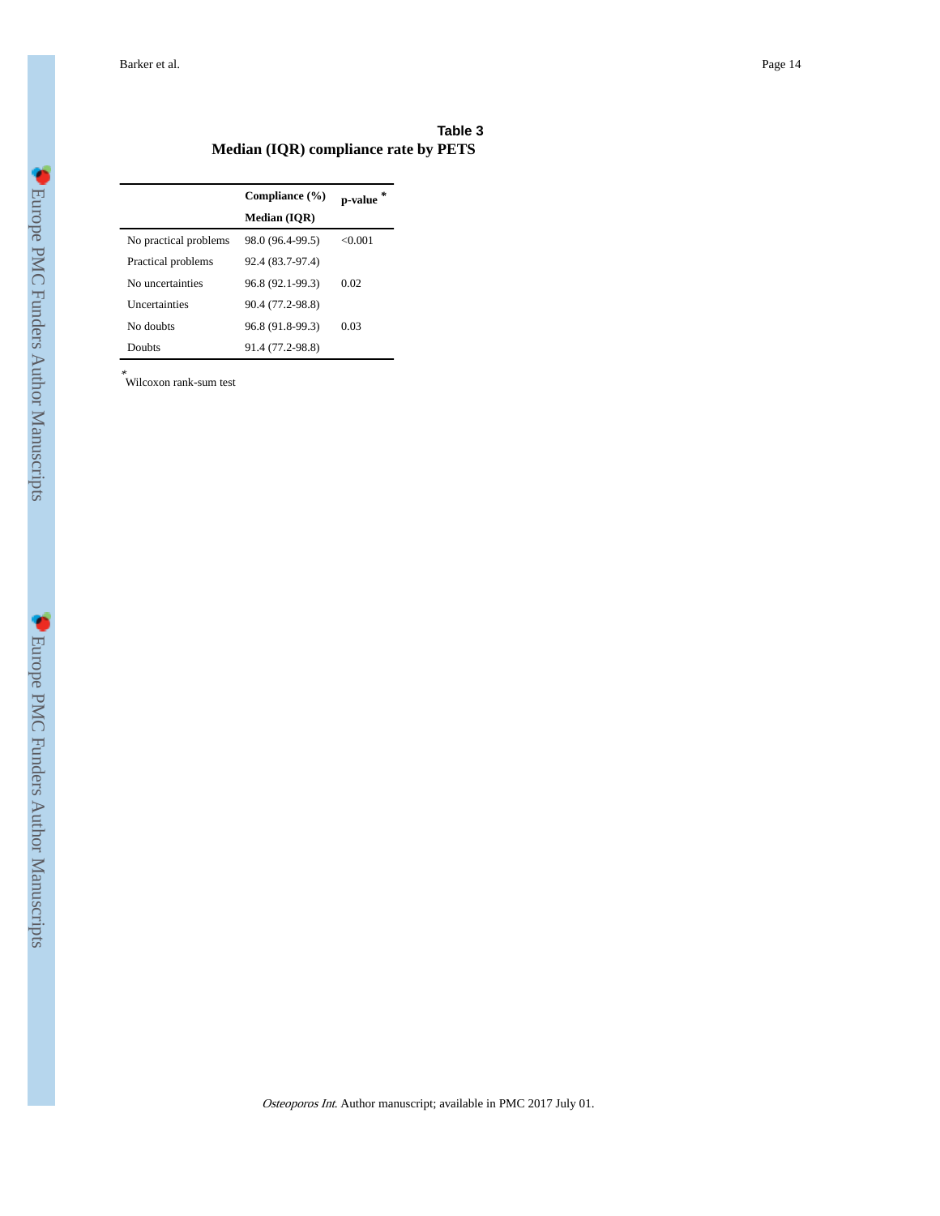## Table 3

### Median (IQR) compliance rate by PETS

| | Compliance (%) Median (IQR) | p-value * |
|---|---|---|
| No practical problems | 98.0 (96.4-99.5) | <0.001 |
| Practical problems | 92.4 (83.7-97.4) | |
| No uncertainties | 96.8 (92.1-99.3) | 0.02 |
| Uncertainties | 90.4 (77.2-98.8) | |
| No doubts | 96.8 (91.8-99.3) | 0.03 |
| Doubts | 91.4 (77.2-98.8) | |

* Wilcoxon rank-sum test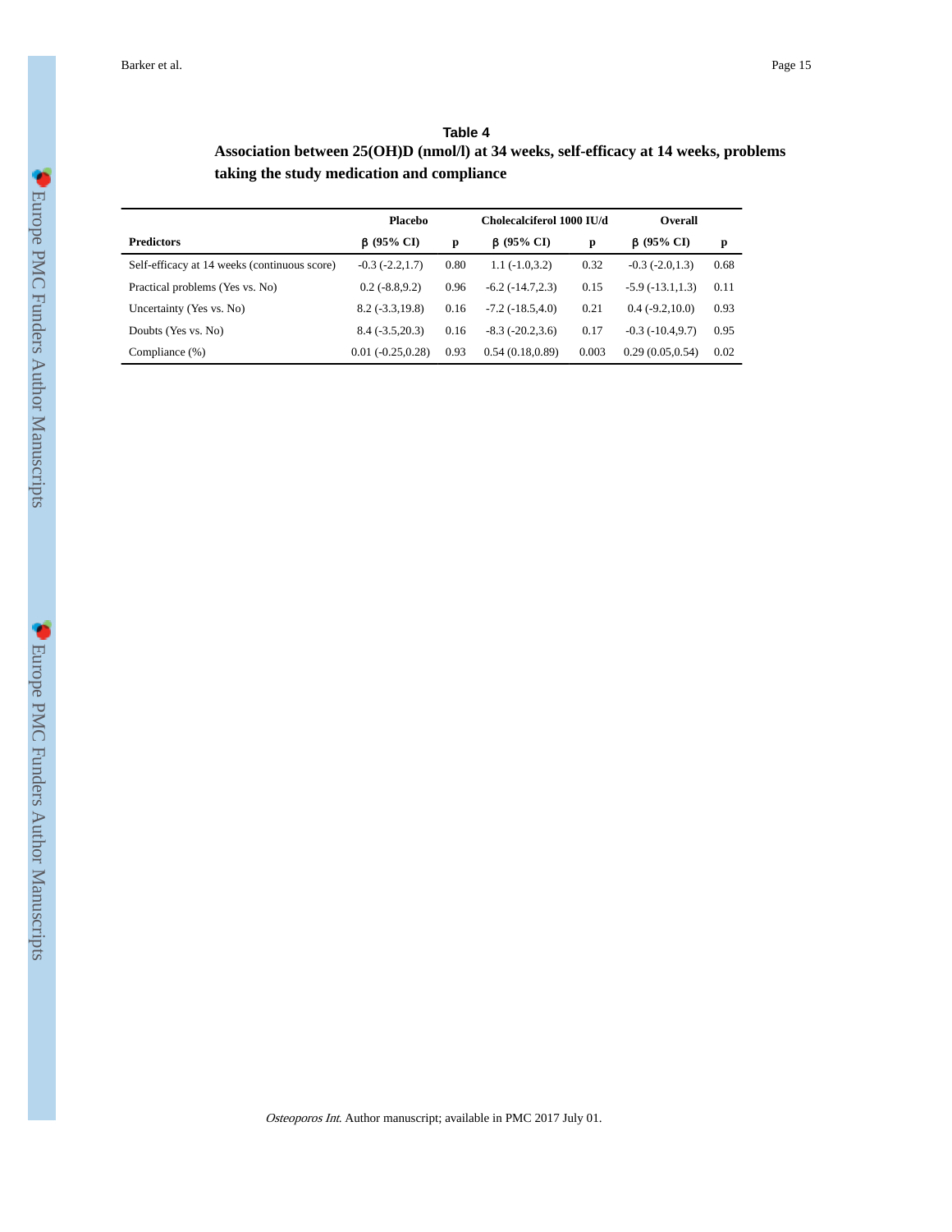**Table 4**

**Association between 25(OH)D (nmol/l) at 34 weeks, self-efficacy at 14 weeks, problems taking the study medication and compliance**

| | Placebo | | Cholecalciferol 1000 IU/d | | Overall | |
|---|---|---|---|---|---|---|
| **Predictors** | **β (95% CI)** | **p** | **β (95% CI)** | **p** | **β (95% CI)** | **p** |
| Self-efficacy at 14 weeks (continuous score) | -0.3 (-2.2,1.7) | 0.80 | 1.1 (-1.0,3.2) | 0.32 | -0.3 (-2.0,1.3) | 0.68 |
| Practical problems (Yes vs. No) | 0.2 (-8.8,9.2) | 0.96 | -6.2 (-14.7,2.3) | 0.15 | -5.9 (-13.1,1.3) | 0.11 |
| Uncertainty (Yes vs. No) | 8.2 (-3.3,19.8) | 0.16 | -7.2 (-18.5,4.0) | 0.21 | 0.4 (-9.2,10.0) | 0.93 |
| Doubts (Yes vs. No) | 8.4 (-3.5,20.3) | 0.16 | -8.3 (-20.2,3.6) | 0.17 | -0.3 (-10.4,9.7) | 0.95 |
| Compliance (%) | 0.01 (-0.25,0.28) | 0.93 | 0.54 (0.18,0.89) | 0.003 | 0.29 (0.05,0.54) | 0.02 |